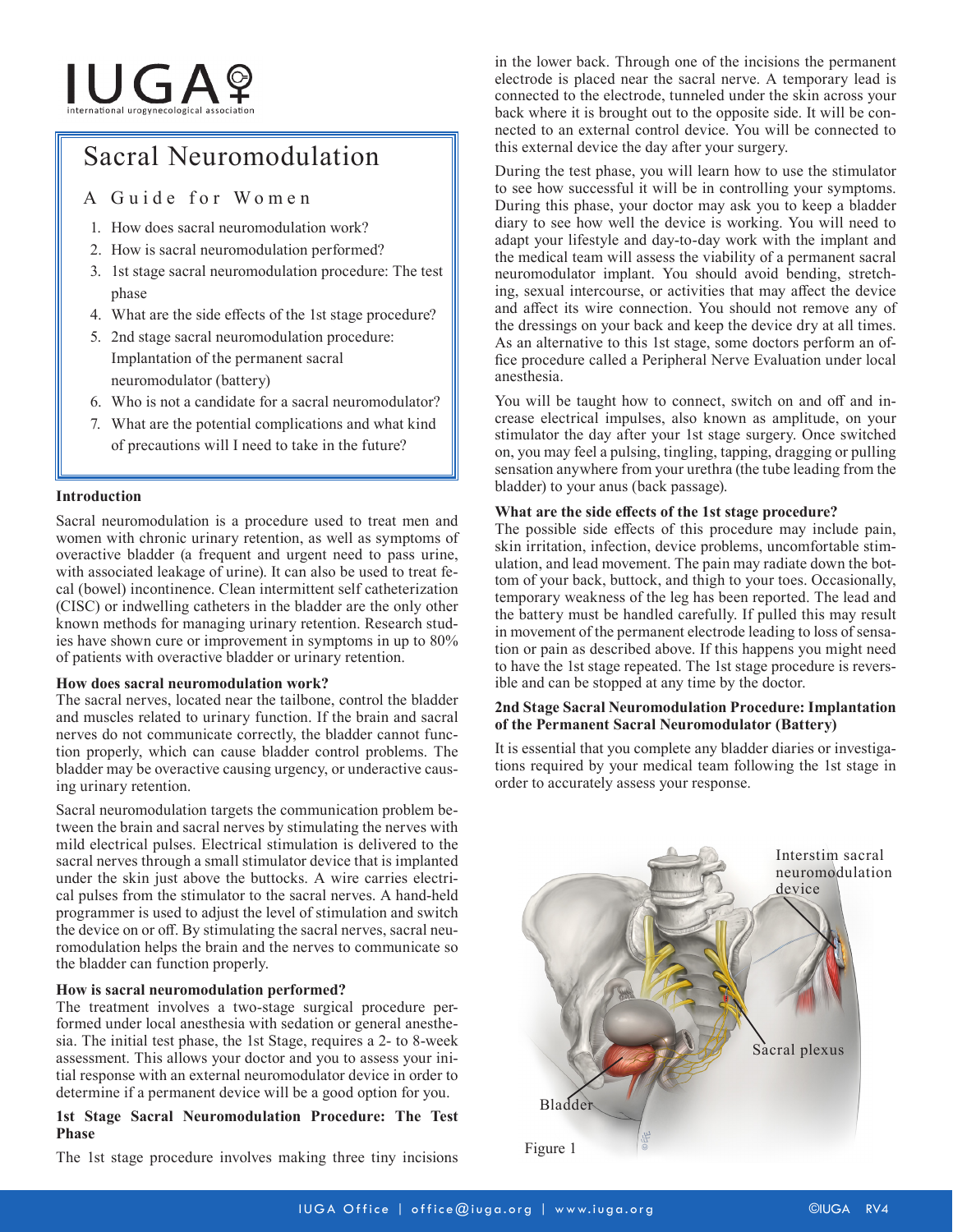IUGA
international urogynecological association

# Sacral Neuromodulation

## A Guide for Women

1. How does sacral neuromodulation work?
2. How is sacral neuromodulation performed?
3. 1st stage sacral neuromodulation procedure: The test phase
4. What are the side effects of the 1st stage procedure?
5. 2nd stage sacral neuromodulation procedure: Implantation of the permanent sacral neuromodulator (battery)
6. Who is not a candidate for a sacral neuromodulator?
7. What are the potential complications and what kind of precautions will I need to take in the future?

### Introduction

Sacral neuromodulation is a procedure used to treat men and women with chronic urinary retention, as well as symptoms of overactive bladder (a frequent and urgent need to pass urine, with associated leakage of urine). It can also be used to treat fecal (bowel) incontinence. Clean intermittent self catheterization (CISC) or indwelling catheters in the bladder are the only other known methods for managing urinary retention. Research studies have shown cure or improvement in symptoms in up to 80% of patients with overactive bladder or urinary retention.

### How does sacral neuromodulation work?

The sacral nerves, located near the tailbone, control the bladder and muscles related to urinary function. If the brain and sacral nerves do not communicate correctly, the bladder cannot function properly, which can cause bladder control problems. The bladder may be overactive causing urgency, or underactive causing urinary retention.

Sacral neuromodulation targets the communication problem between the brain and sacral nerves by stimulating the nerves with mild electrical pulses. Electrical stimulation is delivered to the sacral nerves through a small stimulator device that is implanted under the skin just above the buttocks. A wire carries electrical pulses from the stimulator to the sacral nerves. A hand-held programmer is used to adjust the level of stimulation and switch the device on or off. By stimulating the sacral nerves, sacral neuromodulation helps the brain and the nerves to communicate so the bladder can function properly.

### How is sacral neuromodulation performed?

The treatment involves a two-stage surgical procedure performed under local anesthesia with sedation or general anesthesia. The initial test phase, the 1st Stage, requires a 2- to 8-week assessment. This allows your doctor and you to assess your initial response with an external neuromodulator device in order to determine if a permanent device will be a good option for you.

### 1st Stage Sacral Neuromodulation Procedure: The Test Phase

The 1st stage procedure involves making three tiny incisions in the lower back. Through one of the incisions the permanent electrode is placed near the sacral nerve. A temporary lead is connected to the electrode, tunneled under the skin across your back where it is brought out to the opposite side. It will be connected to an external control device. You will be connected to this external device the day after your surgery.

During the test phase, you will learn how to use the stimulator to see how successful it will be in controlling your symptoms. During this phase, your doctor may ask you to keep a bladder diary to see how well the device is working. You will need to adapt your lifestyle and day-to-day work with the implant and the medical team will assess the viability of a permanent sacral neuromodulator implant. You should avoid bending, stretching, sexual intercourse, or activities that may affect the device and affect its wire connection. You should not remove any of the dressings on your back and keep the device dry at all times. As an alternative to this 1st stage, some doctors perform an office procedure called a Peripheral Nerve Evaluation under local anesthesia.

You will be taught how to connect, switch on and off and increase electrical impulses, also known as amplitude, on your stimulator the day after your 1st stage surgery. Once switched on, you may feel a pulsing, tingling, tapping, dragging or pulling sensation anywhere from your urethra (the tube leading from the bladder) to your anus (back passage).

### What are the side effects of the 1st stage procedure?

The possible side effects of this procedure may include pain, skin irritation, infection, device problems, uncomfortable stimulation, and lead movement. The pain may radiate down the bottom of your back, buttock, and thigh to your toes. Occasionally, temporary weakness of the leg has been reported. The lead and the battery must be handled carefully. If pulled this may result in movement of the permanent electrode leading to loss of sensation or pain as described above. If this happens you might need to have the 1st stage repeated. The 1st stage procedure is reversible and can be stopped at any time by the doctor.

### 2nd Stage Sacral Neuromodulation Procedure: Implantation of the Permanent Sacral Neuromodulator (Battery)

It is essential that you complete any bladder diaries or investigations required by your medical team following the 1st stage in order to accurately assess your response.

Interstim sacral neuromodulation device

Sacral plexus

Bladder

Figure 1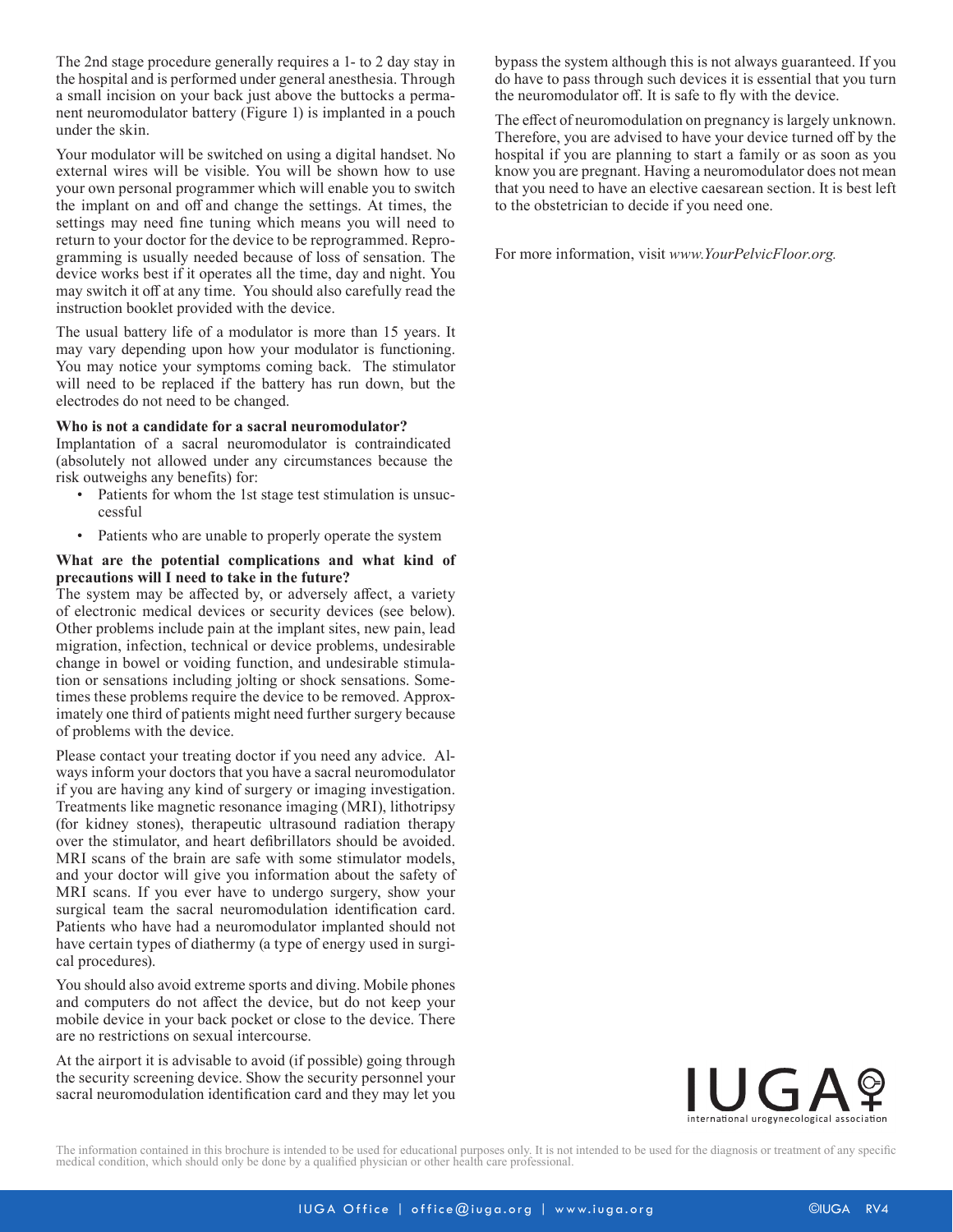The 2nd stage procedure generally requires a 1- to 2 day stay in the hospital and is performed under general anesthesia. Through a small incision on your back just above the buttocks a permanent neuromodulator battery (Figure 1) is implanted in a pouch under the skin.

Your modulator will be switched on using a digital handset. No external wires will be visible. You will be shown how to use your own personal programmer which will enable you to switch the implant on and off and change the settings. At times, the settings may need fine tuning which means you will need to return to your doctor for the device to be reprogrammed. Reprogramming is usually needed because of loss of sensation. The device works best if it operates all the time, day and night. You may switch it off at any time. You should also carefully read the instruction booklet provided with the device.

The usual battery life of a modulator is more than 15 years. It may vary depending upon how your modulator is functioning. You may notice your symptoms coming back. The stimulator will need to be replaced if the battery has run down, but the electrodes do not need to be changed.

**Who is not a candidate for a sacral neuromodulator?**
Implantation of a sacral neuromodulator is contraindicated (absolutely not allowed under any circumstances because the risk outweighs any benefits) for:

- Patients for whom the 1st stage test stimulation is unsuccessful
- Patients who are unable to properly operate the system

**What are the potential complications and what kind of precautions will I need to take in the future?**
The system may be affected by, or adversely affect, a variety of electronic medical devices or security devices (see below). Other problems include pain at the implant sites, new pain, lead migration, infection, technical or device problems, undesirable change in bowel or voiding function, and undesirable stimulation or sensations including jolting or shock sensations. Sometimes these problems require the device to be removed. Approximately one third of patients might need further surgery because of problems with the device.

Please contact your treating doctor if you need any advice. Always inform your doctors that you have a sacral neuromodulator if you are having any kind of surgery or imaging investigation. Treatments like magnetic resonance imaging (MRI), lithotripsy (for kidney stones), therapeutic ultrasound radiation therapy over the stimulator, and heart defibrillators should be avoided. MRI scans of the brain are safe with some stimulator models, and your doctor will give you information about the safety of MRI scans. If you ever have to undergo surgery, show your surgical team the sacral neuromodulation identification card. Patients who have had a neuromodulator implanted should not have certain types of diathermy (a type of energy used in surgical procedures).

You should also avoid extreme sports and diving. Mobile phones and computers do not affect the device, but do not keep your mobile device in your back pocket or close to the device. There are no restrictions on sexual intercourse.

At the airport it is advisable to avoid (if possible) going through the security screening device. Show the security personnel your sacral neuromodulation identification card and they may let you bypass the system although this is not always guaranteed. If you do have to pass through such devices it is essential that you turn the neuromodulator off. It is safe to fly with the device.

The effect of neuromodulation on pregnancy is largely unknown. Therefore, you are advised to have your device turned off by the hospital if you are planning to start a family or as soon as you know you are pregnant. Having a neuromodulator does not mean that you need to have an elective caesarean section. It is best left to the obstetrician to decide if you need one.

For more information, visit *www.YourPelvicFloor.org.*

IUGA
international urogynecological association

The information contained in this brochure is intended to be used for educational purposes only. It is not intended to be used for the diagnosis or treatment of any specific medical condition, which should only be done by a qualified physician or other health care professional.

IUGA Office | office@iuga.org | www.iuga.org ©IUGA RV4